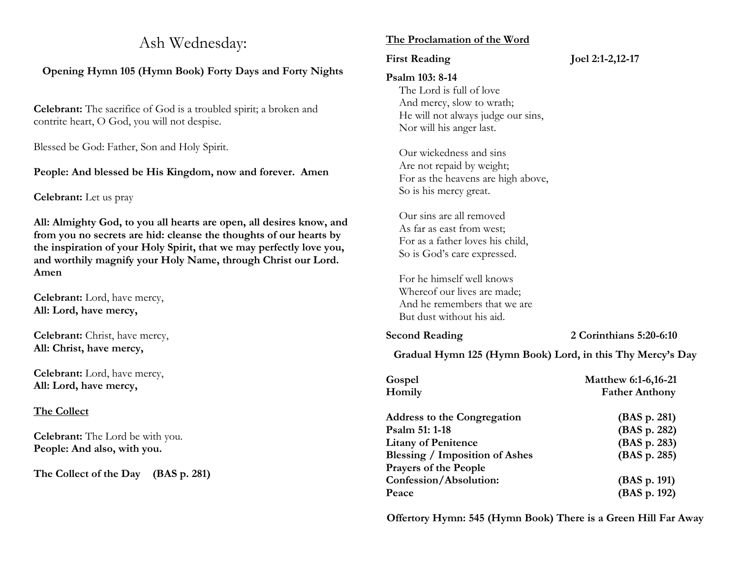# Ash Wednesday:

**Opening Hymn 105 (Hymn Book) Forty Days and Forty Nights**

**Celebrant:** The sacrifice of God is a troubled spirit; a broken and contrite heart, O God, you will not despise.

Blessed be God: Father, Son and Holy Spirit.

**People: And blessed be His Kingdom, now and forever. Amen**

**Celebrant:** Let us pray

**All: Almighty God, to you all hearts are open, all desires know, and from you no secrets are hid: cleanse the thoughts of our hearts by the inspiration of your Holy Spirit, that we may perfectly love you, and worthily magnify your Holy Name, through Christ our Lord. Amen**

**Celebrant:** Lord, have mercy,
**All: Lord, have mercy,**

**Celebrant:** Christ, have mercy,
**All: Christ, have mercy,**

**Celebrant:** Lord, have mercy,
**All: Lord, have mercy,**

**<u>The Collect</u>**

**Celebrant:** The Lord be with you.
**People: And also, with you.**

**The Collect of the Day (BAS p. 281)**

**<u>The Proclamation of the Word</u>**

**First Reading** — **Joel 2:1-2,12-17**

**Psalm 103: 8-14**

The Lord is full of love
And mercy, slow to wrath;
He will not always judge our sins,
Nor will his anger last.

Our wickedness and sins
Are not repaid by weight;
For as the heavens are high above,
So is his mercy great.

Our sins are all removed
As far as east from west;
For as a father loves his child,
So is God's care expressed.

For he himself well knows
Whereof our lives are made;
And he remembers that we are
But dust without his aid.

**Second Reading** — **2 Corinthians 5:20-6:10**

**Gradual Hymn 125 (Hymn Book) Lord, in this Thy Mercy's Day**

**Gospel** — **Matthew 6:1-6,16-21**
**Homily** — **Father Anthony**

**Address to the Congregation (BAS p. 281)**
**Psalm 51: 1-18 (BAS p. 282)**
**Litany of Penitence (BAS p. 283)**
**Blessing / Imposition of Ashes (BAS p. 285)**
**Prayers of the People**
**Confession/Absolution: (BAS p. 191)**
**Peace (BAS p. 192)**

**Offertory Hymn: 545 (Hymn Book) There is a Green Hill Far Away**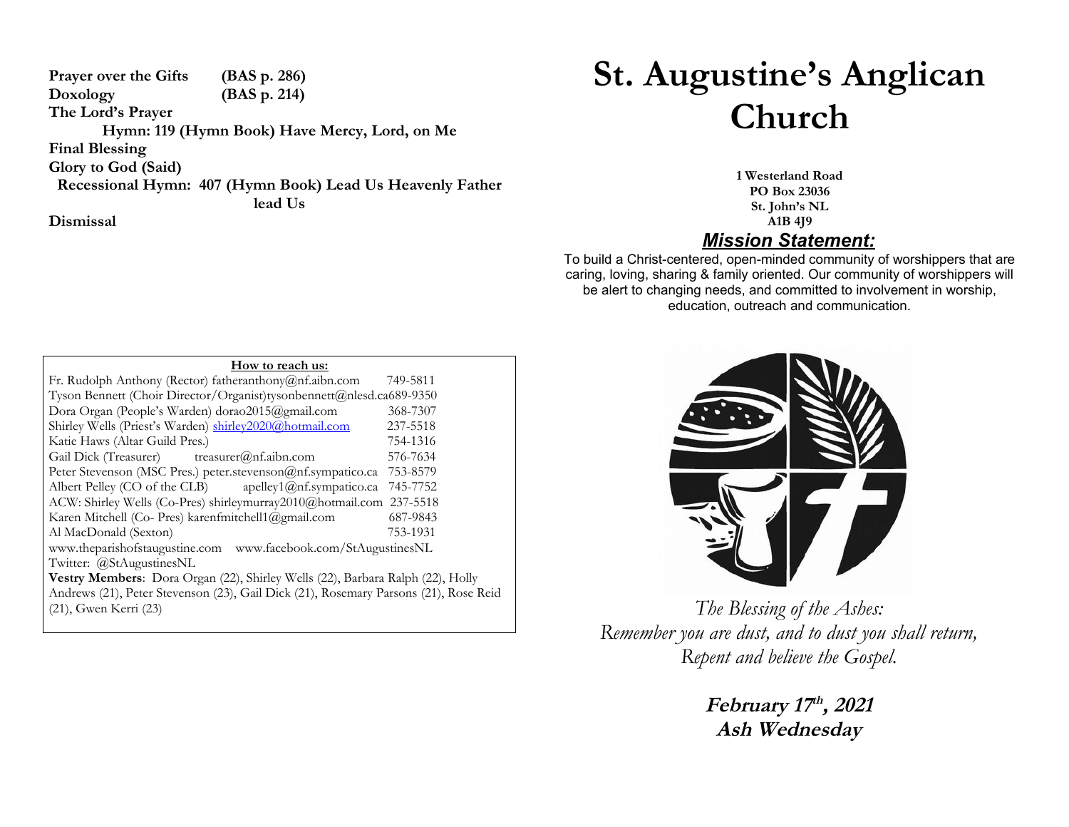**Prayer over the Gifts** **(BAS p. 286)**
**Doxology** **(BAS p. 214)**
**The Lord's Prayer**

**Hymn: 119 (Hymn Book) Have Mercy, Lord, on Me**

**Final Blessing**
**Glory to God (Said)**

**Recessional Hymn: 407 (Hymn Book) Lead Us Heavenly Father lead Us**

**Dismissal**

**<u>How to reach us:</u>**

Fr. Rudolph Anthony (Rector) fatheranthony@nf.aibn.com 749-5811
Tyson Bennett (Choir Director/Organist)tysonbennett@nlesd.ca689-9350
Dora Organ (People's Warden) dorao2015@gmail.com 368-7307
Shirley Wells (Priest's Warden) shirley2020@hotmail.com 237-5518
Katie Haws (Altar Guild Pres.) 754-1316
Gail Dick (Treasurer) treasurer@nf.aibn.com 576-7634
Peter Stevenson (MSC Pres.) peter.stevenson@nf.sympatico.ca 753-8579
Albert Pelley (CO of the CLB) apelley1@nf.sympatico.ca 745-7752
ACW: Shirley Wells (Co-Pres) shirleymurray2010@hotmail.com 237-5518
Karen Mitchell (Co- Pres) karenfmitchell1@gmail.com 687-9843
Al MacDonald (Sexton) 753-1931
www.theparishofstaugustine.com www.facebook.com/StAugustinesNL
Twitter: @StAugustinesNL

**Vestry Members**: Dora Organ (22), Shirley Wells (22), Barbara Ralph (22), Holly Andrews (21), Peter Stevenson (23), Gail Dick (21), Rosemary Parsons (21), Rose Reid (21), Gwen Kerri (23)

# St. Augustine's Anglican Church

**1 Westerland Road**
**PO Box 23036**
**St. John's NL**
**A1B 4J9**

## *Mission Statement:*

To build a Christ-centered, open-minded community of worshippers that are caring, loving, sharing & family oriented. Our community of worshippers will be alert to changing needs, and committed to involvement in worship, education, outreach and communication.

*The Blessing of the Ashes:*
*Remember you are dust, and to dust you shall return,*
*Repent and believe the Gospel.*

***February 17th, 2021***
***Ash Wednesday***